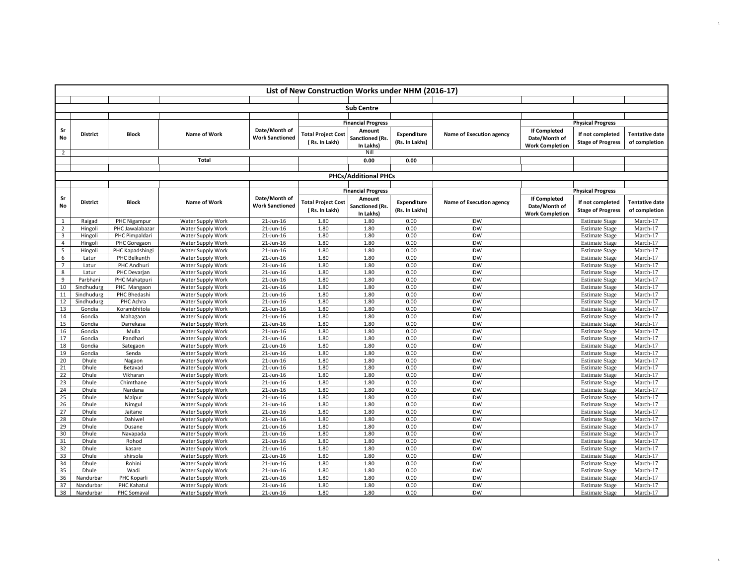# List of New Construction Works under NHM (2016-17)

## Sub Centre

| Sr No | District | Block | Name of Work | Date/Month of Work Sanctioned | Financial Progress | | | Name of Execution agency | Physical Progress | | |
|---|---|---|---|---|---|---|---|---|---|---|---|
| | | | | | Total Project Cost ( Rs. In Lakh) | Amount Sanctioned (Rs. In Lakhs) | Expenditure (Rs. In Lakhs) | | If Completed Date/Month of Work Completion | If not completed Stage of Progress | Tentative date of completion |
| 2 | | | | | | Nill | | | | | |
| | | | Total | | | 0.00 | 0.00 | | | | |

## PHCs/Additional PHCs

| Sr No | District | Block | Name of Work | Date/Month of Work Sanctioned | Financial Progress | | | Name of Execution agency | Physical Progress | | |
|---|---|---|---|---|---|---|---|---|---|---|---|
| | | | | | Total Project Cost ( Rs. In Lakh) | Amount Sanctioned (Rs. In Lakhs) | Expenditure (Rs. In Lakhs) | | If Completed Date/Month of Work Completion | If not completed Stage of Progress | Tentative date of completion |
| 1 | Raigad | PHC Nigampur | Water Supply Work | 21-Jun-16 | 1.80 | 1.80 | 0.00 | IDW | | Estimate Stage | March-17 |
| 2 | Hingoli | PHC Jawalabazar | Water Supply Work | 21-Jun-16 | 1.80 | 1.80 | 0.00 | IDW | | Estimate Stage | March-17 |
| 3 | Hingoli | PHC Pimpaldari | Water Supply Work | 21-Jun-16 | 1.80 | 1.80 | 0.00 | IDW | | Estimate Stage | March-17 |
| 4 | Hingoli | PHC Goregaon | Water Supply Work | 21-Jun-16 | 1.80 | 1.80 | 0.00 | IDW | | Estimate Stage | March-17 |
| 5 | Hingoli | PHC Kapadshingi | Water Supply Work | 21-Jun-16 | 1.80 | 1.80 | 0.00 | IDW | | Estimate Stage | March-17 |
| 6 | Latur | PHC Belkunth | Water Supply Work | 21-Jun-16 | 1.80 | 1.80 | 0.00 | IDW | | Estimate Stage | March-17 |
| 7 | Latur | PHC Andhuri | Water Supply Work | 21-Jun-16 | 1.80 | 1.80 | 0.00 | IDW | | Estimate Stage | March-17 |
| 8 | Latur | PHC Devarjan | Water Supply Work | 21-Jun-16 | 1.80 | 1.80 | 0.00 | IDW | | Estimate Stage | March-17 |
| 9 | Parbhani | PHC Mahatpuri | Water Supply Work | 21-Jun-16 | 1.80 | 1.80 | 0.00 | IDW | | Estimate Stage | March-17 |
| 10 | Sindhudurg | PHC Mangaon | Water Supply Work | 21-Jun-16 | 1.80 | 1.80 | 0.00 | IDW | | Estimate Stage | March-17 |
| 11 | Sindhudurg | PHC Bhedashi | Water Supply Work | 21-Jun-16 | 1.80 | 1.80 | 0.00 | IDW | | Estimate Stage | March-17 |
| 12 | Sindhudurg | PHC Achra | Water Supply Work | 21-Jun-16 | 1.80 | 1.80 | 0.00 | IDW | | Estimate Stage | March-17 |
| 13 | Gondia | Korambhitola | Water Supply Work | 21-Jun-16 | 1.80 | 1.80 | 0.00 | IDW | | Estimate Stage | March-17 |
| 14 | Gondia | Mahagaon | Water Supply Work | 21-Jun-16 | 1.80 | 1.80 | 0.00 | IDW | | Estimate Stage | March-17 |
| 15 | Gondia | Darrekasa | Water Supply Work | 21-Jun-16 | 1.80 | 1.80 | 0.00 | IDW | | Estimate Stage | March-17 |
| 16 | Gondia | Mulla | Water Supply Work | 21-Jun-16 | 1.80 | 1.80 | 0.00 | IDW | | Estimate Stage | March-17 |
| 17 | Gondia | Pandhari | Water Supply Work | 21-Jun-16 | 1.80 | 1.80 | 0.00 | IDW | | Estimate Stage | March-17 |
| 18 | Gondia | Sategaon | Water Supply Work | 21-Jun-16 | 1.80 | 1.80 | 0.00 | IDW | | Estimate Stage | March-17 |
| 19 | Gondia | Senda | Water Supply Work | 21-Jun-16 | 1.80 | 1.80 | 0.00 | IDW | | Estimate Stage | March-17 |
| 20 | Dhule | Nagaon | Water Supply Work | 21-Jun-16 | 1.80 | 1.80 | 0.00 | IDW | | Estimate Stage | March-17 |
| 21 | Dhule | Betavad | Water Supply Work | 21-Jun-16 | 1.80 | 1.80 | 0.00 | IDW | | Estimate Stage | March-17 |
| 22 | Dhule | Vikharan | Water Supply Work | 21-Jun-16 | 1.80 | 1.80 | 0.00 | IDW | | Estimate Stage | March-17 |
| 23 | Dhule | Chimthane | Water Supply Work | 21-Jun-16 | 1.80 | 1.80 | 0.00 | IDW | | Estimate Stage | March-17 |
| 24 | Dhule | Nardana | Water Supply Work | 21-Jun-16 | 1.80 | 1.80 | 0.00 | IDW | | Estimate Stage | March-17 |
| 25 | Dhule | Malpur | Water Supply Work | 21-Jun-16 | 1.80 | 1.80 | 0.00 | IDW | | Estimate Stage | March-17 |
| 26 | Dhule | Nimgul | Water Supply Work | 21-Jun-16 | 1.80 | 1.80 | 0.00 | IDW | | Estimate Stage | March-17 |
| 27 | Dhule | Jaitane | Water Supply Work | 21-Jun-16 | 1.80 | 1.80 | 0.00 | IDW | | Estimate Stage | March-17 |
| 28 | Dhule | Dahiwel | Water Supply Work | 21-Jun-16 | 1.80 | 1.80 | 0.00 | IDW | | Estimate Stage | March-17 |
| 29 | Dhule | Dusane | Water Supply Work | 21-Jun-16 | 1.80 | 1.80 | 0.00 | IDW | | Estimate Stage | March-17 |
| 30 | Dhule | Navapada | Water Supply Work | 21-Jun-16 | 1.80 | 1.80 | 0.00 | IDW | | Estimate Stage | March-17 |
| 31 | Dhule | Rohod | Water Supply Work | 21-Jun-16 | 1.80 | 1.80 | 0.00 | IDW | | Estimate Stage | March-17 |
| 32 | Dhule | kasare | Water Supply Work | 21-Jun-16 | 1.80 | 1.80 | 0.00 | IDW | | Estimate Stage | March-17 |
| 33 | Dhule | shirsola | Water Supply Work | 21-Jun-16 | 1.80 | 1.80 | 0.00 | IDW | | Estimate Stage | March-17 |
| 34 | Dhule | Rohini | Water Supply Work | 21-Jun-16 | 1.80 | 1.80 | 0.00 | IDW | | Estimate Stage | March-17 |
| 35 | Dhule | Wadi | Water Supply Work | 21-Jun-16 | 1.80 | 1.80 | 0.00 | IDW | | Estimate Stage | March-17 |
| 36 | Nandurbar | PHC Koparli | Water Supply Work | 21-Jun-16 | 1.80 | 1.80 | 0.00 | IDW | | Estimate Stage | March-17 |
| 37 | Nandurbar | PHC Kahatul | Water Supply Work | 21-Jun-16 | 1.80 | 1.80 | 0.00 | IDW | | Estimate Stage | March-17 |
| 38 | Nandurbar | PHC Somaval | Water Supply Work | 21-Jun-16 | 1.80 | 1.80 | 0.00 | IDW | | Estimate Stage | March-17 |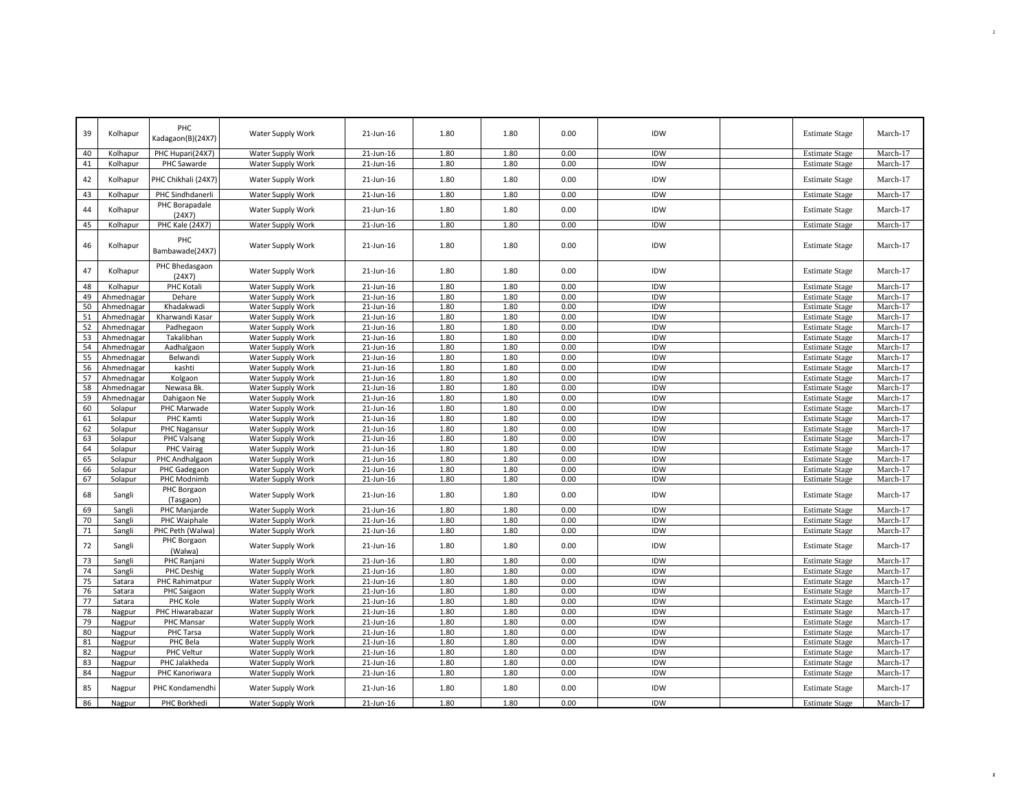| 39 | Kolhapur | PHC Kadagaon(B)(24X7) | Water Supply Work | 21-Jun-16 | 1.80 | 1.80 | 0.00 | IDW | | Estimate Stage | March-17 |
|---|---|---|---|---|---|---|---|---|---|---|---|
| 40 | Kolhapur | PHC Hupari(24X7) | Water Supply Work | 21-Jun-16 | 1.80 | 1.80 | 0.00 | IDW | | Estimate Stage | March-17 |
| 41 | Kolhapur | PHC Sawarde | Water Supply Work | 21-Jun-16 | 1.80 | 1.80 | 0.00 | IDW | | Estimate Stage | March-17 |
| 42 | Kolhapur | PHC Chikhali (24X7) | Water Supply Work | 21-Jun-16 | 1.80 | 1.80 | 0.00 | IDW | | Estimate Stage | March-17 |
| 43 | Kolhapur | PHC Sindhdanerli | Water Supply Work | 21-Jun-16 | 1.80 | 1.80 | 0.00 | IDW | | Estimate Stage | March-17 |
| 44 | Kolhapur | PHC Borapadale (24X7) | Water Supply Work | 21-Jun-16 | 1.80 | 1.80 | 0.00 | IDW | | Estimate Stage | March-17 |
| 45 | Kolhapur | PHC Kale (24X7) | Water Supply Work | 21-Jun-16 | 1.80 | 1.80 | 0.00 | IDW | | Estimate Stage | March-17 |
| 46 | Kolhapur | PHC Bambawade(24X7) | Water Supply Work | 21-Jun-16 | 1.80 | 1.80 | 0.00 | IDW | | Estimate Stage | March-17 |
| 47 | Kolhapur | PHC Bhedasgaon (24X7) | Water Supply Work | 21-Jun-16 | 1.80 | 1.80 | 0.00 | IDW | | Estimate Stage | March-17 |
| 48 | Kolhapur | PHC Kotali | Water Supply Work | 21-Jun-16 | 1.80 | 1.80 | 0.00 | IDW | | Estimate Stage | March-17 |
| 49 | Ahmednagar | Dehare | Water Supply Work | 21-Jun-16 | 1.80 | 1.80 | 0.00 | IDW | | Estimate Stage | March-17 |
| 50 | Ahmednagar | Khadakwadi | Water Supply Work | 21-Jun-16 | 1.80 | 1.80 | 0.00 | IDW | | Estimate Stage | March-17 |
| 51 | Ahmednagar | Kharwandi Kasar | Water Supply Work | 21-Jun-16 | 1.80 | 1.80 | 0.00 | IDW | | Estimate Stage | March-17 |
| 52 | Ahmednagar | Padhegaon | Water Supply Work | 21-Jun-16 | 1.80 | 1.80 | 0.00 | IDW | | Estimate Stage | March-17 |
| 53 | Ahmednagar | Takalibhan | Water Supply Work | 21-Jun-16 | 1.80 | 1.80 | 0.00 | IDW | | Estimate Stage | March-17 |
| 54 | Ahmednagar | Aadhalgaon | Water Supply Work | 21-Jun-16 | 1.80 | 1.80 | 0.00 | IDW | | Estimate Stage | March-17 |
| 55 | Ahmednagar | Belwandi | Water Supply Work | 21-Jun-16 | 1.80 | 1.80 | 0.00 | IDW | | Estimate Stage | March-17 |
| 56 | Ahmednagar | kashti | Water Supply Work | 21-Jun-16 | 1.80 | 1.80 | 0.00 | IDW | | Estimate Stage | March-17 |
| 57 | Ahmednagar | Kolgaon | Water Supply Work | 21-Jun-16 | 1.80 | 1.80 | 0.00 | IDW | | Estimate Stage | March-17 |
| 58 | Ahmednagar | Newasa Bk. | Water Supply Work | 21-Jun-16 | 1.80 | 1.80 | 0.00 | IDW | | Estimate Stage | March-17 |
| 59 | Ahmednagar | Dahigaon Ne | Water Supply Work | 21-Jun-16 | 1.80 | 1.80 | 0.00 | IDW | | Estimate Stage | March-17 |
| 60 | Solapur | PHC Marwade | Water Supply Work | 21-Jun-16 | 1.80 | 1.80 | 0.00 | IDW | | Estimate Stage | March-17 |
| 61 | Solapur | PHC Kamti | Water Supply Work | 21-Jun-16 | 1.80 | 1.80 | 0.00 | IDW | | Estimate Stage | March-17 |
| 62 | Solapur | PHC Nagansur | Water Supply Work | 21-Jun-16 | 1.80 | 1.80 | 0.00 | IDW | | Estimate Stage | March-17 |
| 63 | Solapur | PHC Valsang | Water Supply Work | 21-Jun-16 | 1.80 | 1.80 | 0.00 | IDW | | Estimate Stage | March-17 |
| 64 | Solapur | PHC Vairag | Water Supply Work | 21-Jun-16 | 1.80 | 1.80 | 0.00 | IDW | | Estimate Stage | March-17 |
| 65 | Solapur | PHC Andhalgaon | Water Supply Work | 21-Jun-16 | 1.80 | 1.80 | 0.00 | IDW | | Estimate Stage | March-17 |
| 66 | Solapur | PHC Gadegaon | Water Supply Work | 21-Jun-16 | 1.80 | 1.80 | 0.00 | IDW | | Estimate Stage | March-17 |
| 67 | Solapur | PHC Modnimb | Water Supply Work | 21-Jun-16 | 1.80 | 1.80 | 0.00 | IDW | | Estimate Stage | March-17 |
| 68 | Sangli | PHC Borgaon (Tasgaon) | Water Supply Work | 21-Jun-16 | 1.80 | 1.80 | 0.00 | IDW | | Estimate Stage | March-17 |
| 69 | Sangli | PHC Manjarde | Water Supply Work | 21-Jun-16 | 1.80 | 1.80 | 0.00 | IDW | | Estimate Stage | March-17 |
| 70 | Sangli | PHC Waiphale | Water Supply Work | 21-Jun-16 | 1.80 | 1.80 | 0.00 | IDW | | Estimate Stage | March-17 |
| 71 | Sangli | PHC Peth (Walwa) | Water Supply Work | 21-Jun-16 | 1.80 | 1.80 | 0.00 | IDW | | Estimate Stage | March-17 |
| 72 | Sangli | PHC Borgaon (Walwa) | Water Supply Work | 21-Jun-16 | 1.80 | 1.80 | 0.00 | IDW | | Estimate Stage | March-17 |
| 73 | Sangli | PHC Ranjani | Water Supply Work | 21-Jun-16 | 1.80 | 1.80 | 0.00 | IDW | | Estimate Stage | March-17 |
| 74 | Sangli | PHC Deshig | Water Supply Work | 21-Jun-16 | 1.80 | 1.80 | 0.00 | IDW | | Estimate Stage | March-17 |
| 75 | Satara | PHC Rahimatpur | Water Supply Work | 21-Jun-16 | 1.80 | 1.80 | 0.00 | IDW | | Estimate Stage | March-17 |
| 76 | Satara | PHC Saigaon | Water Supply Work | 21-Jun-16 | 1.80 | 1.80 | 0.00 | IDW | | Estimate Stage | March-17 |
| 77 | Satara | PHC Kole | Water Supply Work | 21-Jun-16 | 1.80 | 1.80 | 0.00 | IDW | | Estimate Stage | March-17 |
| 78 | Nagpur | PHC Hiwarabazar | Water Supply Work | 21-Jun-16 | 1.80 | 1.80 | 0.00 | IDW | | Estimate Stage | March-17 |
| 79 | Nagpur | PHC Mansar | Water Supply Work | 21-Jun-16 | 1.80 | 1.80 | 0.00 | IDW | | Estimate Stage | March-17 |
| 80 | Nagpur | PHC Tarsa | Water Supply Work | 21-Jun-16 | 1.80 | 1.80 | 0.00 | IDW | | Estimate Stage | March-17 |
| 81 | Nagpur | PHC Bela | Water Supply Work | 21-Jun-16 | 1.80 | 1.80 | 0.00 | IDW | | Estimate Stage | March-17 |
| 82 | Nagpur | PHC Veltur | Water Supply Work | 21-Jun-16 | 1.80 | 1.80 | 0.00 | IDW | | Estimate Stage | March-17 |
| 83 | Nagpur | PHC Jalakheda | Water Supply Work | 21-Jun-16 | 1.80 | 1.80 | 0.00 | IDW | | Estimate Stage | March-17 |
| 84 | Nagpur | PHC Kanoriwara | Water Supply Work | 21-Jun-16 | 1.80 | 1.80 | 0.00 | IDW | | Estimate Stage | March-17 |
| 85 | Nagpur | PHC Kondamendhi | Water Supply Work | 21-Jun-16 | 1.80 | 1.80 | 0.00 | IDW | | Estimate Stage | March-17 |
| 86 | Nagpur | PHC Borkhedi | Water Supply Work | 21-Jun-16 | 1.80 | 1.80 | 0.00 | IDW | | Estimate Stage | March-17 |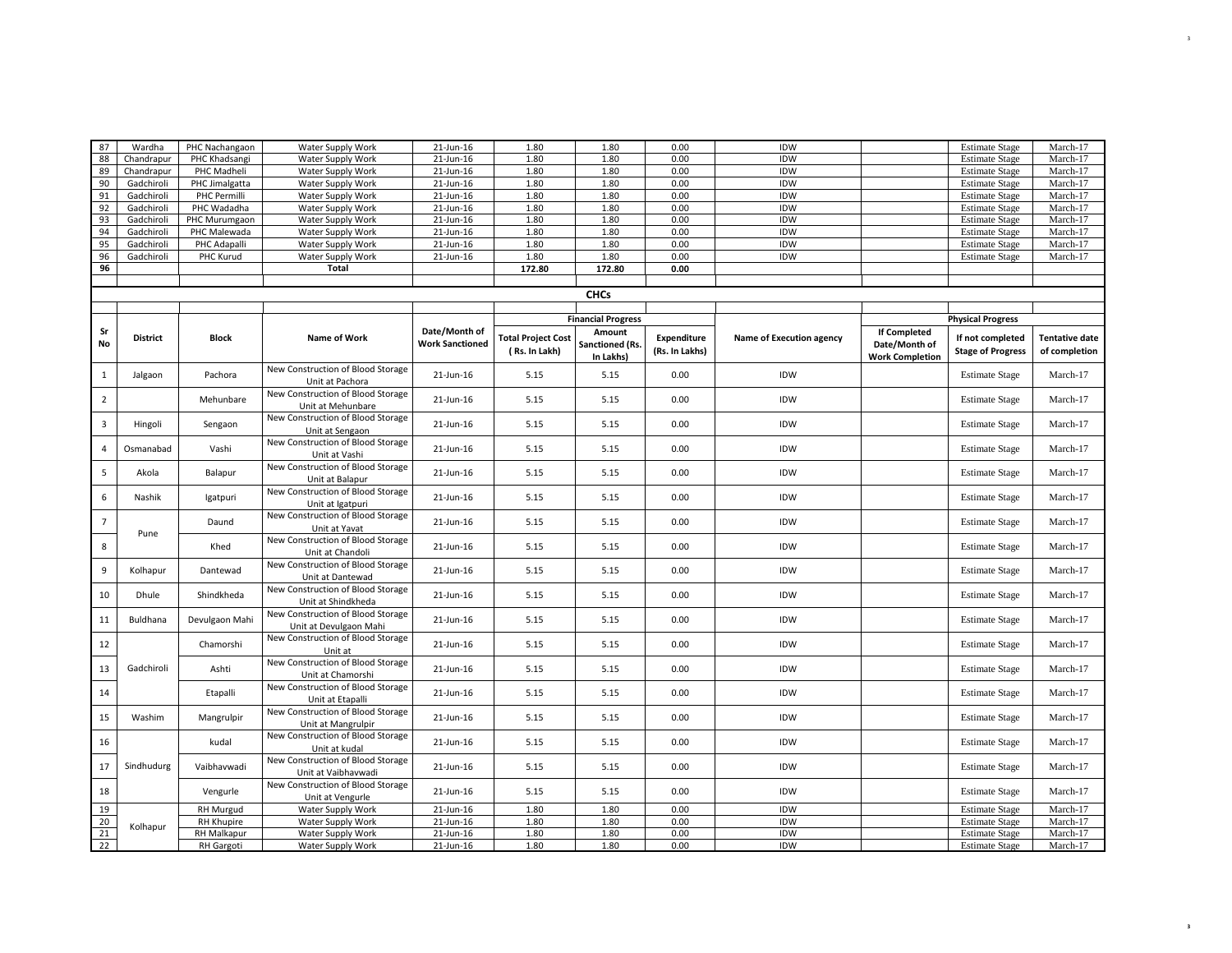| 87 | Wardha | PHC Nachangaon | Water Supply Work | 21-Jun-16 | 1.80 | 1.80 | 0.00 | IDW | | Estimate Stage | March-17 |
|---|---|---|---|---|---|---|---|---|---|---|---|
| 88 | Chandrapur | PHC Khadsangi | Water Supply Work | 21-Jun-16 | 1.80 | 1.80 | 0.00 | IDW | | Estimate Stage | March-17 |
| 89 | Chandrapur | PHC Madheli | Water Supply Work | 21-Jun-16 | 1.80 | 1.80 | 0.00 | IDW | | Estimate Stage | March-17 |
| 90 | Gadchiroli | PHC Jimalgatta | Water Supply Work | 21-Jun-16 | 1.80 | 1.80 | 0.00 | IDW | | Estimate Stage | March-17 |
| 91 | Gadchiroli | PHC Permilli | Water Supply Work | 21-Jun-16 | 1.80 | 1.80 | 0.00 | IDW | | Estimate Stage | March-17 |
| 92 | Gadchiroli | PHC Wadadha | Water Supply Work | 21-Jun-16 | 1.80 | 1.80 | 0.00 | IDW | | Estimate Stage | March-17 |
| 93 | Gadchiroli | PHC Murumgaon | Water Supply Work | 21-Jun-16 | 1.80 | 1.80 | 0.00 | IDW | | Estimate Stage | March-17 |
| 94 | Gadchiroli | PHC Malewada | Water Supply Work | 21-Jun-16 | 1.80 | 1.80 | 0.00 | IDW | | Estimate Stage | March-17 |
| 95 | Gadchiroli | PHC Adapalli | Water Supply Work | 21-Jun-16 | 1.80 | 1.80 | 0.00 | IDW | | Estimate Stage | March-17 |
| 96 | Gadchiroli | PHC Kurud | Water Supply Work | 21-Jun-16 | 1.80 | 1.80 | 0.00 | IDW | | Estimate Stage | March-17 |
| **96** | | | **Total** | | **172.80** | **172.80** | **0.00** | | | | |

## CHCs

| Sr No | District | Block | Name of Work | Date/Month of Work Sanctioned | Financial Progress | | | Name of Execution agency | Physical Progress | | |
|---|---|---|---|---|---|---|---|---|---|---|---|
| | | | | | Total Project Cost ( Rs. In Lakh) | Amount Sanctioned (Rs. In Lakhs) | Expenditure (Rs. In Lakhs) | | If Completed Date/Month of Work Completion | If not completed Stage of Progress | Tentative date of completion |
| 1 | Jalgaon | Pachora | New Construction of Blood Storage Unit at Pachora | 21-Jun-16 | 5.15 | 5.15 | 0.00 | IDW | | Estimate Stage | March-17 |
| 2 | | Mehunbare | New Construction of Blood Storage Unit at Mehunbare | 21-Jun-16 | 5.15 | 5.15 | 0.00 | IDW | | Estimate Stage | March-17 |
| 3 | Hingoli | Sengaon | New Construction of Blood Storage Unit at Sengaon | 21-Jun-16 | 5.15 | 5.15 | 0.00 | IDW | | Estimate Stage | March-17 |
| 4 | Osmanabad | Vashi | New Construction of Blood Storage Unit at Vashi | 21-Jun-16 | 5.15 | 5.15 | 0.00 | IDW | | Estimate Stage | March-17 |
| 5 | Akola | Balapur | New Construction of Blood Storage Unit at Balapur | 21-Jun-16 | 5.15 | 5.15 | 0.00 | IDW | | Estimate Stage | March-17 |
| 6 | Nashik | Igatpuri | New Construction of Blood Storage Unit at Igatpuri | 21-Jun-16 | 5.15 | 5.15 | 0.00 | IDW | | Estimate Stage | March-17 |
| 7 | Pune | Daund | New Construction of Blood Storage Unit at Yavat | 21-Jun-16 | 5.15 | 5.15 | 0.00 | IDW | | Estimate Stage | March-17 |
| 8 | | Khed | New Construction of Blood Storage Unit at Chandoli | 21-Jun-16 | 5.15 | 5.15 | 0.00 | IDW | | Estimate Stage | March-17 |
| 9 | Kolhapur | Dantewad | New Construction of Blood Storage Unit at Dantewad | 21-Jun-16 | 5.15 | 5.15 | 0.00 | IDW | | Estimate Stage | March-17 |
| 10 | Dhule | Shindkheda | New Construction of Blood Storage Unit at Shindkheda | 21-Jun-16 | 5.15 | 5.15 | 0.00 | IDW | | Estimate Stage | March-17 |
| 11 | Buldhana | Devulgaon Mahi | New Construction of Blood Storage Unit at Devulgaon Mahi | 21-Jun-16 | 5.15 | 5.15 | 0.00 | IDW | | Estimate Stage | March-17 |
| 12 | Gadchiroli | Chamorshi | New Construction of Blood Storage Unit at | 21-Jun-16 | 5.15 | 5.15 | 0.00 | IDW | | Estimate Stage | March-17 |
| 13 | | Ashti | New Construction of Blood Storage Unit at Chamorshi | 21-Jun-16 | 5.15 | 5.15 | 0.00 | IDW | | Estimate Stage | March-17 |
| 14 | | Etapalli | New Construction of Blood Storage Unit at Etapalli | 21-Jun-16 | 5.15 | 5.15 | 0.00 | IDW | | Estimate Stage | March-17 |
| 15 | Washim | Mangrulpir | New Construction of Blood Storage Unit at Mangrulpir | 21-Jun-16 | 5.15 | 5.15 | 0.00 | IDW | | Estimate Stage | March-17 |
| 16 | Sindhudurg | kudal | New Construction of Blood Storage Unit at kudal | 21-Jun-16 | 5.15 | 5.15 | 0.00 | IDW | | Estimate Stage | March-17 |
| 17 | | Vaibhavwadi | New Construction of Blood Storage Unit at Vaibhavwadi | 21-Jun-16 | 5.15 | 5.15 | 0.00 | IDW | | Estimate Stage | March-17 |
| 18 | | Vengurle | New Construction of Blood Storage Unit at Vengurle | 21-Jun-16 | 5.15 | 5.15 | 0.00 | IDW | | Estimate Stage | March-17 |
| 19 | Kolhapur | RH Murgud | Water Supply Work | 21-Jun-16 | 1.80 | 1.80 | 0.00 | IDW | | Estimate Stage | March-17 |
| 20 | | RH Khupire | Water Supply Work | 21-Jun-16 | 1.80 | 1.80 | 0.00 | IDW | | Estimate Stage | March-17 |
| 21 | | RH Malkapur | Water Supply Work | 21-Jun-16 | 1.80 | 1.80 | 0.00 | IDW | | Estimate Stage | March-17 |
| 22 | | RH Gargoti | Water Supply Work | 21-Jun-16 | 1.80 | 1.80 | 0.00 | IDW | | Estimate Stage | March-17 |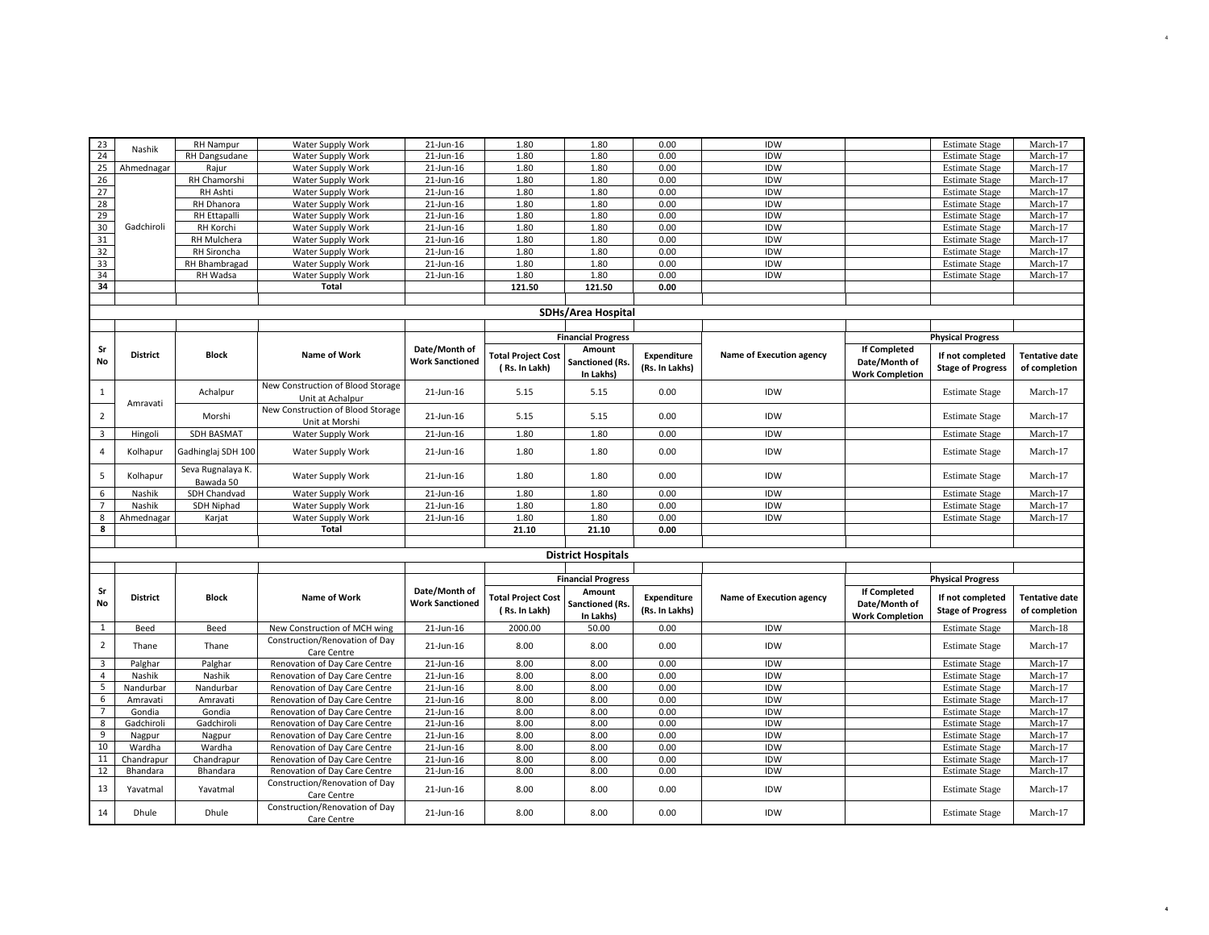| 23 | Nashik | RH Nampur | Water Supply Work | 21-Jun-16 | 1.80 | 1.80 | 0.00 | IDW | | Estimate Stage | March-17 |
|---|---|---|---|---|---|---|---|---|---|---|---|
| 24 | | RH Dangsudane | Water Supply Work | 21-Jun-16 | 1.80 | 1.80 | 0.00 | IDW | | Estimate Stage | March-17 |
| 25 | Ahmednagar | Rajur | Water Supply Work | 21-Jun-16 | 1.80 | 1.80 | 0.00 | IDW | | Estimate Stage | March-17 |
| 26 | Gadchiroli | RH Chamorshi | Water Supply Work | 21-Jun-16 | 1.80 | 1.80 | 0.00 | IDW | | Estimate Stage | March-17 |
| 27 | | RH Ashti | Water Supply Work | 21-Jun-16 | 1.80 | 1.80 | 0.00 | IDW | | Estimate Stage | March-17 |
| 28 | | RH Dhanora | Water Supply Work | 21-Jun-16 | 1.80 | 1.80 | 0.00 | IDW | | Estimate Stage | March-17 |
| 29 | | RH Ettapalli | Water Supply Work | 21-Jun-16 | 1.80 | 1.80 | 0.00 | IDW | | Estimate Stage | March-17 |
| 30 | | RH Korchi | Water Supply Work | 21-Jun-16 | 1.80 | 1.80 | 0.00 | IDW | | Estimate Stage | March-17 |
| 31 | | RH Mulchera | Water Supply Work | 21-Jun-16 | 1.80 | 1.80 | 0.00 | IDW | | Estimate Stage | March-17 |
| 32 | | RH Sironcha | Water Supply Work | 21-Jun-16 | 1.80 | 1.80 | 0.00 | IDW | | Estimate Stage | March-17 |
| 33 | | RH Bhambragad | Water Supply Work | 21-Jun-16 | 1.80 | 1.80 | 0.00 | IDW | | Estimate Stage | March-17 |
| 34 | | RH Wadsa | Water Supply Work | 21-Jun-16 | 1.80 | 1.80 | 0.00 | IDW | | Estimate Stage | March-17 |
| **34** | | | **Total** | | **121.50** | **121.50** | **0.00** | | | | |

## SDHs/Area Hospital

| Sr No | District | Block | Name of Work | Date/Month of Work Sanctioned | Financial Progress | | | Name of Execution agency | Physical Progress | | |
|---|---|---|---|---|---|---|---|---|---|---|---|
| | | | | | Total Project Cost ( Rs. In Lakh) | Amount Sanctioned (Rs. In Lakhs) | Expenditure (Rs. In Lakhs) | | If Completed Date/Month of Work Completion | If not completed Stage of Progress | Tentative date of completion |
| 1 | Amravati | Achalpur | New Construction of Blood Storage Unit at Achalpur | 21-Jun-16 | 5.15 | 5.15 | 0.00 | IDW | | Estimate Stage | March-17 |
| 2 | | Morshi | New Construction of Blood Storage Unit at Morshi | 21-Jun-16 | 5.15 | 5.15 | 0.00 | IDW | | Estimate Stage | March-17 |
| 3 | Hingoli | SDH BASMAT | Water Supply Work | 21-Jun-16 | 1.80 | 1.80 | 0.00 | IDW | | Estimate Stage | March-17 |
| 4 | Kolhapur | Gadhinglaj SDH 100 | Water Supply Work | 21-Jun-16 | 1.80 | 1.80 | 0.00 | IDW | | Estimate Stage | March-17 |
| 5 | Kolhapur | Seva Rugnalaya K. Bawada 50 | Water Supply Work | 21-Jun-16 | 1.80 | 1.80 | 0.00 | IDW | | Estimate Stage | March-17 |
| 6 | Nashik | SDH Chandvad | Water Supply Work | 21-Jun-16 | 1.80 | 1.80 | 0.00 | IDW | | Estimate Stage | March-17 |
| 7 | Nashik | SDH Niphad | Water Supply Work | 21-Jun-16 | 1.80 | 1.80 | 0.00 | IDW | | Estimate Stage | March-17 |
| 8 | Ahmednagar | Karjat | Water Supply Work | 21-Jun-16 | 1.80 | 1.80 | 0.00 | IDW | | Estimate Stage | March-17 |
| **8** | | | **Total** | | **21.10** | **21.10** | **0.00** | | | | |

## District Hospitals

| Sr No | District | Block | Name of Work | Date/Month of Work Sanctioned | Financial Progress | | | Name of Execution agency | Physical Progress | | |
|---|---|---|---|---|---|---|---|---|---|---|---|
| | | | | | Total Project Cost ( Rs. In Lakh) | Amount Sanctioned (Rs. In Lakhs) | Expenditure (Rs. In Lakhs) | | If Completed Date/Month of Work Completion | If not completed Stage of Progress | Tentative date of completion |
| 1 | Beed | Beed | New Construction of MCH wing | 21-Jun-16 | 2000.00 | 50.00 | 0.00 | IDW | | Estimate Stage | March-18 |
| 2 | Thane | Thane | Construction/Renovation of Day Care Centre | 21-Jun-16 | 8.00 | 8.00 | 0.00 | IDW | | Estimate Stage | March-17 |
| 3 | Palghar | Palghar | Renovation of Day Care Centre | 21-Jun-16 | 8.00 | 8.00 | 0.00 | IDW | | Estimate Stage | March-17 |
| 4 | Nashik | Nashik | Renovation of Day Care Centre | 21-Jun-16 | 8.00 | 8.00 | 0.00 | IDW | | Estimate Stage | March-17 |
| 5 | Nandurbar | Nandurbar | Renovation of Day Care Centre | 21-Jun-16 | 8.00 | 8.00 | 0.00 | IDW | | Estimate Stage | March-17 |
| 6 | Amravati | Amravati | Renovation of Day Care Centre | 21-Jun-16 | 8.00 | 8.00 | 0.00 | IDW | | Estimate Stage | March-17 |
| 7 | Gondia | Gondia | Renovation of Day Care Centre | 21-Jun-16 | 8.00 | 8.00 | 0.00 | IDW | | Estimate Stage | March-17 |
| 8 | Gadchiroli | Gadchiroli | Renovation of Day Care Centre | 21-Jun-16 | 8.00 | 8.00 | 0.00 | IDW | | Estimate Stage | March-17 |
| 9 | Nagpur | Nagpur | Renovation of Day Care Centre | 21-Jun-16 | 8.00 | 8.00 | 0.00 | IDW | | Estimate Stage | March-17 |
| 10 | Wardha | Wardha | Renovation of Day Care Centre | 21-Jun-16 | 8.00 | 8.00 | 0.00 | IDW | | Estimate Stage | March-17 |
| 11 | Chandrapur | Chandrapur | Renovation of Day Care Centre | 21-Jun-16 | 8.00 | 8.00 | 0.00 | IDW | | Estimate Stage | March-17 |
| 12 | Bhandara | Bhandara | Renovation of Day Care Centre | 21-Jun-16 | 8.00 | 8.00 | 0.00 | IDW | | Estimate Stage | March-17 |
| 13 | Yavatmal | Yavatmal | Construction/Renovation of Day Care Centre | 21-Jun-16 | 8.00 | 8.00 | 0.00 | IDW | | Estimate Stage | March-17 |
| 14 | Dhule | Dhule | Construction/Renovation of Day Care Centre | 21-Jun-16 | 8.00 | 8.00 | 0.00 | IDW | | Estimate Stage | March-17 |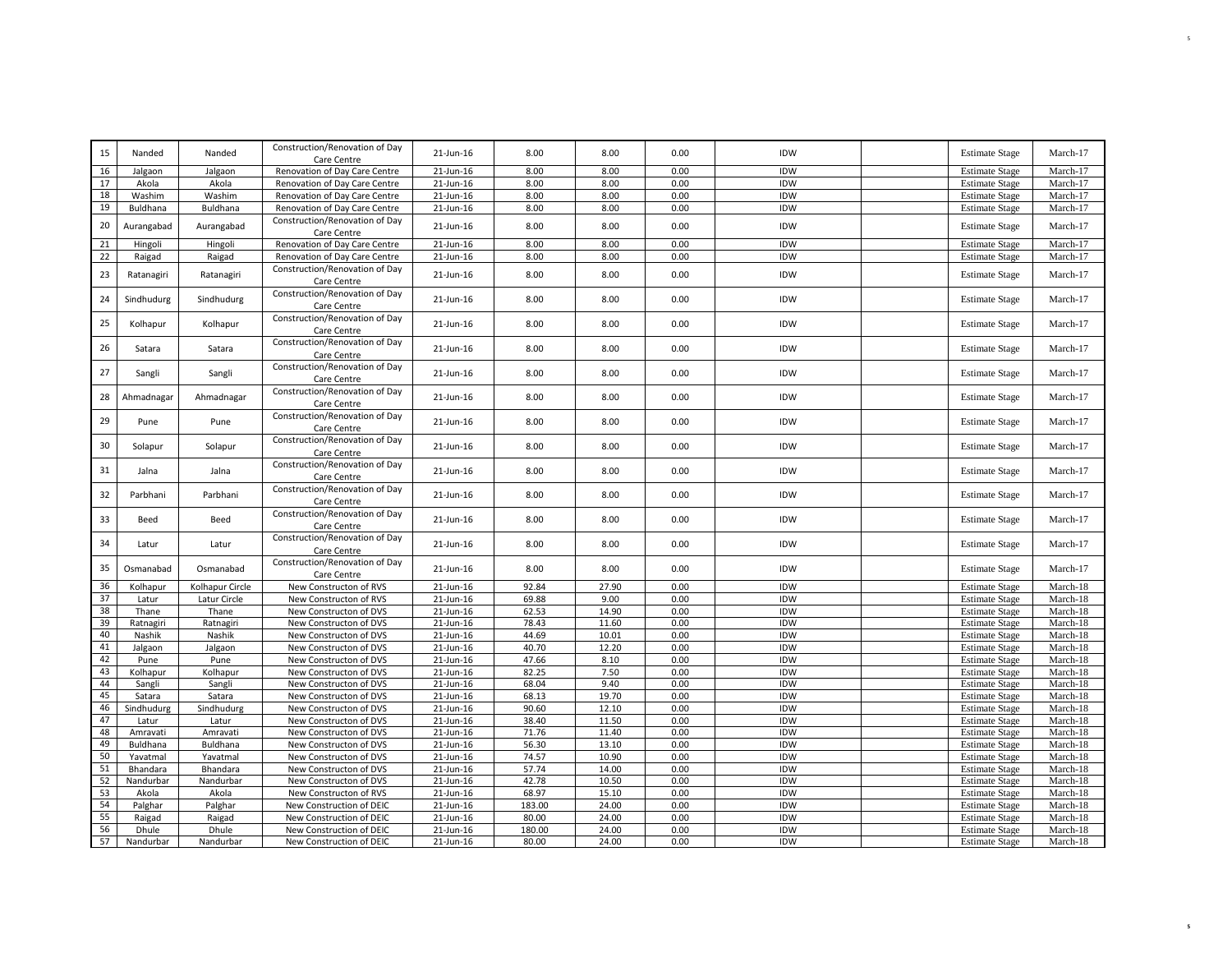| | | | | | | | | | | | |
|---|---|---|---|---|---|---|---|---|---|---|---|
| 15 | Nanded | Nanded | Construction/Renovation of Day Care Centre | 21-Jun-16 | 8.00 | 8.00 | 0.00 | IDW | | Estimate Stage | March-17 |
| 16 | Jalgaon | Jalgaon | Renovation of Day Care Centre | 21-Jun-16 | 8.00 | 8.00 | 0.00 | IDW | | Estimate Stage | March-17 |
| 17 | Akola | Akola | Renovation of Day Care Centre | 21-Jun-16 | 8.00 | 8.00 | 0.00 | IDW | | Estimate Stage | March-17 |
| 18 | Washim | Washim | Renovation of Day Care Centre | 21-Jun-16 | 8.00 | 8.00 | 0.00 | IDW | | Estimate Stage | March-17 |
| 19 | Buldhana | Buldhana | Renovation of Day Care Centre | 21-Jun-16 | 8.00 | 8.00 | 0.00 | IDW | | Estimate Stage | March-17 |
| 20 | Aurangabad | Aurangabad | Construction/Renovation of Day Care Centre | 21-Jun-16 | 8.00 | 8.00 | 0.00 | IDW | | Estimate Stage | March-17 |
| 21 | Hingoli | Hingoli | Renovation of Day Care Centre | 21-Jun-16 | 8.00 | 8.00 | 0.00 | IDW | | Estimate Stage | March-17 |
| 22 | Raigad | Raigad | Renovation of Day Care Centre | 21-Jun-16 | 8.00 | 8.00 | 0.00 | IDW | | Estimate Stage | March-17 |
| 23 | Ratanagiri | Ratanagiri | Construction/Renovation of Day Care Centre | 21-Jun-16 | 8.00 | 8.00 | 0.00 | IDW | | Estimate Stage | March-17 |
| 24 | Sindhudurg | Sindhudurg | Construction/Renovation of Day Care Centre | 21-Jun-16 | 8.00 | 8.00 | 0.00 | IDW | | Estimate Stage | March-17 |
| 25 | Kolhapur | Kolhapur | Construction/Renovation of Day Care Centre | 21-Jun-16 | 8.00 | 8.00 | 0.00 | IDW | | Estimate Stage | March-17 |
| 26 | Satara | Satara | Construction/Renovation of Day Care Centre | 21-Jun-16 | 8.00 | 8.00 | 0.00 | IDW | | Estimate Stage | March-17 |
| 27 | Sangli | Sangli | Construction/Renovation of Day Care Centre | 21-Jun-16 | 8.00 | 8.00 | 0.00 | IDW | | Estimate Stage | March-17 |
| 28 | Ahmadnagar | Ahmadnagar | Construction/Renovation of Day Care Centre | 21-Jun-16 | 8.00 | 8.00 | 0.00 | IDW | | Estimate Stage | March-17 |
| 29 | Pune | Pune | Construction/Renovation of Day Care Centre | 21-Jun-16 | 8.00 | 8.00 | 0.00 | IDW | | Estimate Stage | March-17 |
| 30 | Solapur | Solapur | Construction/Renovation of Day Care Centre | 21-Jun-16 | 8.00 | 8.00 | 0.00 | IDW | | Estimate Stage | March-17 |
| 31 | Jalna | Jalna | Construction/Renovation of Day Care Centre | 21-Jun-16 | 8.00 | 8.00 | 0.00 | IDW | | Estimate Stage | March-17 |
| 32 | Parbhani | Parbhani | Construction/Renovation of Day Care Centre | 21-Jun-16 | 8.00 | 8.00 | 0.00 | IDW | | Estimate Stage | March-17 |
| 33 | Beed | Beed | Construction/Renovation of Day Care Centre | 21-Jun-16 | 8.00 | 8.00 | 0.00 | IDW | | Estimate Stage | March-17 |
| 34 | Latur | Latur | Construction/Renovation of Day Care Centre | 21-Jun-16 | 8.00 | 8.00 | 0.00 | IDW | | Estimate Stage | March-17 |
| 35 | Osmanabad | Osmanabad | Construction/Renovation of Day Care Centre | 21-Jun-16 | 8.00 | 8.00 | 0.00 | IDW | | Estimate Stage | March-17 |
| 36 | Kolhapur | Kolhapur Circle | New Constructon of RVS | 21-Jun-16 | 92.84 | 27.90 | 0.00 | IDW | | Estimate Stage | March-18 |
| 37 | Latur | Latur Circle | New Constructon of RVS | 21-Jun-16 | 69.88 | 9.00 | 0.00 | IDW | | Estimate Stage | March-18 |
| 38 | Thane | Thane | New Constructon of DVS | 21-Jun-16 | 62.53 | 14.90 | 0.00 | IDW | | Estimate Stage | March-18 |
| 39 | Ratnagiri | Ratnagiri | New Constructon of DVS | 21-Jun-16 | 78.43 | 11.60 | 0.00 | IDW | | Estimate Stage | March-18 |
| 40 | Nashik | Nashik | New Constructon of DVS | 21-Jun-16 | 44.69 | 10.01 | 0.00 | IDW | | Estimate Stage | March-18 |
| 41 | Jalgaon | Jalgaon | New Constructon of DVS | 21-Jun-16 | 40.70 | 12.20 | 0.00 | IDW | | Estimate Stage | March-18 |
| 42 | Pune | Pune | New Constructon of DVS | 21-Jun-16 | 47.66 | 8.10 | 0.00 | IDW | | Estimate Stage | March-18 |
| 43 | Kolhapur | Kolhapur | New Constructon of DVS | 21-Jun-16 | 82.25 | 7.50 | 0.00 | IDW | | Estimate Stage | March-18 |
| 44 | Sangli | Sangli | New Constructon of DVS | 21-Jun-16 | 68.04 | 9.40 | 0.00 | IDW | | Estimate Stage | March-18 |
| 45 | Satara | Satara | New Constructon of DVS | 21-Jun-16 | 68.13 | 19.70 | 0.00 | IDW | | Estimate Stage | March-18 |
| 46 | Sindhudurg | Sindhudurg | New Constructon of DVS | 21-Jun-16 | 90.60 | 12.10 | 0.00 | IDW | | Estimate Stage | March-18 |
| 47 | Latur | Latur | New Constructon of DVS | 21-Jun-16 | 38.40 | 11.50 | 0.00 | IDW | | Estimate Stage | March-18 |
| 48 | Amravati | Amravati | New Constructon of DVS | 21-Jun-16 | 71.76 | 11.40 | 0.00 | IDW | | Estimate Stage | March-18 |
| 49 | Buldhana | Buldhana | New Constructon of DVS | 21-Jun-16 | 56.30 | 13.10 | 0.00 | IDW | | Estimate Stage | March-18 |
| 50 | Yavatmal | Yavatmal | New Constructon of DVS | 21-Jun-16 | 74.57 | 10.90 | 0.00 | IDW | | Estimate Stage | March-18 |
| 51 | Bhandara | Bhandara | New Constructon of DVS | 21-Jun-16 | 57.74 | 14.00 | 0.00 | IDW | | Estimate Stage | March-18 |
| 52 | Nandurbar | Nandurbar | New Constructon of DVS | 21-Jun-16 | 42.78 | 10.50 | 0.00 | IDW | | Estimate Stage | March-18 |
| 53 | Akola | Akola | New Constructon of RVS | 21-Jun-16 | 68.97 | 15.10 | 0.00 | IDW | | Estimate Stage | March-18 |
| 54 | Palghar | Palghar | New Construction of DEIC | 21-Jun-16 | 183.00 | 24.00 | 0.00 | IDW | | Estimate Stage | March-18 |
| 55 | Raigad | Raigad | New Construction of DEIC | 21-Jun-16 | 80.00 | 24.00 | 0.00 | IDW | | Estimate Stage | March-18 |
| 56 | Dhule | Dhule | New Construction of DEIC | 21-Jun-16 | 180.00 | 24.00 | 0.00 | IDW | | Estimate Stage | March-18 |
| 57 | Nandurbar | Nandurbar | New Construction of DEIC | 21-Jun-16 | 80.00 | 24.00 | 0.00 | IDW | | Estimate Stage | March-18 |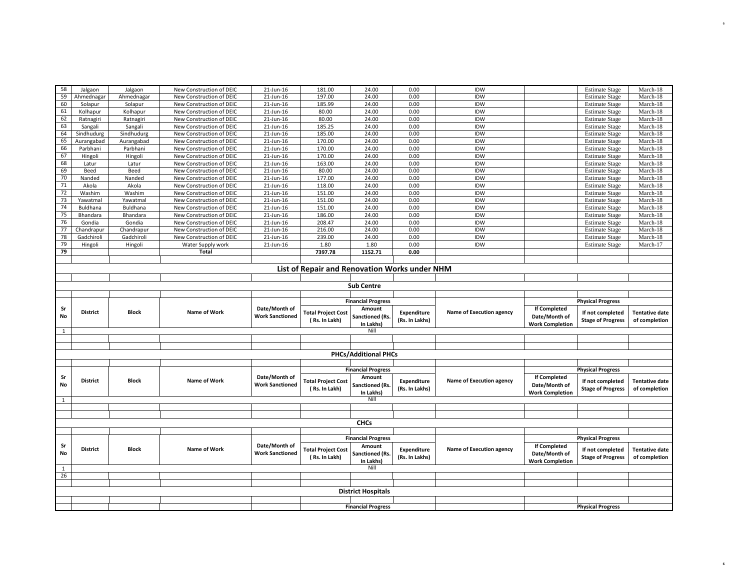| 58 | Jalgaon | Jalgaon | New Construction of DEIC | 21-Jun-16 | 181.00 | 24.00 | 0.00 | IDW | | Estimate Stage | March-18 |
|---|---|---|---|---|---|---|---|---|---|---|---|
| 59 | Ahmednagar | Ahmednagar | New Construction of DEIC | 21-Jun-16 | 197.00 | 24.00 | 0.00 | IDW | | Estimate Stage | March-18 |
| 60 | Solapur | Solapur | New Construction of DEIC | 21-Jun-16 | 185.99 | 24.00 | 0.00 | IDW | | Estimate Stage | March-18 |
| 61 | Kolhapur | Kolhapur | New Construction of DEIC | 21-Jun-16 | 80.00 | 24.00 | 0.00 | IDW | | Estimate Stage | March-18 |
| 62 | Ratnagiri | Ratnagiri | New Construction of DEIC | 21-Jun-16 | 80.00 | 24.00 | 0.00 | IDW | | Estimate Stage | March-18 |
| 63 | Sangali | Sangali | New Construction of DEIC | 21-Jun-16 | 185.25 | 24.00 | 0.00 | IDW | | Estimate Stage | March-18 |
| 64 | Sindhudurg | Sindhudurg | New Construction of DEIC | 21-Jun-16 | 185.00 | 24.00 | 0.00 | IDW | | Estimate Stage | March-18 |
| 65 | Aurangabad | Aurangabad | New Construction of DEIC | 21-Jun-16 | 170.00 | 24.00 | 0.00 | IDW | | Estimate Stage | March-18 |
| 66 | Parbhani | Parbhani | New Construction of DEIC | 21-Jun-16 | 170.00 | 24.00 | 0.00 | IDW | | Estimate Stage | March-18 |
| 67 | Hingoli | Hingoli | New Construction of DEIC | 21-Jun-16 | 170.00 | 24.00 | 0.00 | IDW | | Estimate Stage | March-18 |
| 68 | Latur | Latur | New Construction of DEIC | 21-Jun-16 | 163.00 | 24.00 | 0.00 | IDW | | Estimate Stage | March-18 |
| 69 | Beed | Beed | New Construction of DEIC | 21-Jun-16 | 80.00 | 24.00 | 0.00 | IDW | | Estimate Stage | March-18 |
| 70 | Nanded | Nanded | New Construction of DEIC | 21-Jun-16 | 177.00 | 24.00 | 0.00 | IDW | | Estimate Stage | March-18 |
| 71 | Akola | Akola | New Construction of DEIC | 21-Jun-16 | 118.00 | 24.00 | 0.00 | IDW | | Estimate Stage | March-18 |
| 72 | Washim | Washim | New Construction of DEIC | 21-Jun-16 | 151.00 | 24.00 | 0.00 | IDW | | Estimate Stage | March-18 |
| 73 | Yawatmal | Yawatmal | New Construction of DEIC | 21-Jun-16 | 151.00 | 24.00 | 0.00 | IDW | | Estimate Stage | March-18 |
| 74 | Buldhana | Buldhana | New Construction of DEIC | 21-Jun-16 | 151.00 | 24.00 | 0.00 | IDW | | Estimate Stage | March-18 |
| 75 | Bhandara | Bhandara | New Construction of DEIC | 21-Jun-16 | 186.00 | 24.00 | 0.00 | IDW | | Estimate Stage | March-18 |
| 76 | Gondia | Gondia | New Construction of DEIC | 21-Jun-16 | 208.47 | 24.00 | 0.00 | IDW | | Estimate Stage | March-18 |
| 77 | Chandrapur | Chandrapur | New Construction of DEIC | 21-Jun-16 | 216.00 | 24.00 | 0.00 | IDW | | Estimate Stage | March-18 |
| 78 | Gadchiroli | Gadchiroli | New Construction of DEIC | 21-Jun-16 | 239.00 | 24.00 | 0.00 | IDW | | Estimate Stage | March-18 |
| 79 | Hingoli | Hingoli | Water Supply work | 21-Jun-16 | 1.80 | 1.80 | 0.00 | IDW | | Estimate Stage | March-17 |
| **79** | | | **Total** | | **7397.78** | **1152.71** | **0.00** | | | | |

## List of Repair and Renovation Works under NHM

### Sub Centre

| Sr No | District | Block | Name of Work | Date/Month of Work Sanctioned | Financial Progress | | | Name of Execution agency | Physical Progress | | |
|---|---|---|---|---|---|---|---|---|---|---|---|
| | | | | | Total Project Cost ( Rs. In Lakh) | Amount Sanctioned (Rs. In Lakhs) | Expenditure (Rs. In Lakhs) | | If Completed Date/Month of Work Completion | If not completed Stage of Progress | Tentative date of completion |
| 1 | | | | | | Nill | | | | | |

### PHCs/Additional PHCs

| Sr No | District | Block | Name of Work | Date/Month of Work Sanctioned | Financial Progress | | | Name of Execution agency | Physical Progress | | |
|---|---|---|---|---|---|---|---|---|---|---|---|
| | | | | | Total Project Cost ( Rs. In Lakh) | Amount Sanctioned (Rs. In Lakhs) | Expenditure (Rs. In Lakhs) | | If Completed Date/Month of Work Completion | If not completed Stage of Progress | Tentative date of completion |
| 1 | | | | | | Nill | | | | | |

### CHCs

| Sr No | District | Block | Name of Work | Date/Month of Work Sanctioned | Financial Progress | | | Name of Execution agency | Physical Progress | | |
|---|---|---|---|---|---|---|---|---|---|---|---|
| | | | | | Total Project Cost ( Rs. In Lakh) | Amount Sanctioned (Rs. In Lakhs) | Expenditure (Rs. In Lakhs) | | If Completed Date/Month of Work Completion | If not completed Stage of Progress | Tentative date of completion |
| 1 | | | | | | Nill | | | | | |
| 26 | | | | | | | | | | | |

### District Hospitals

| | | | | | Financial Progress | | | | Physical Progress | | |
|---|---|---|---|---|---|---|---|---|---|---|---|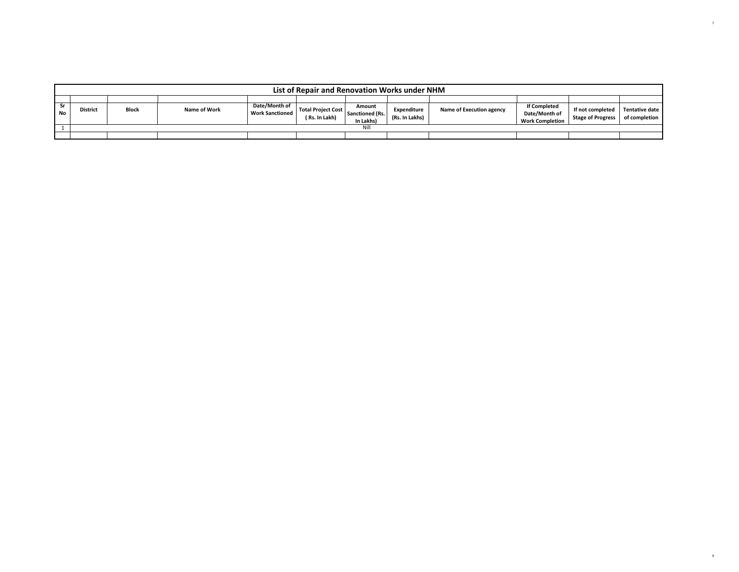## List of Repair and Renovation Works under NHM

| Sr No | District | Block | Name of Work | Date/Month of Work Sanctioned | Total Project Cost ( Rs. In Lakh) | Amount Sanctioned (Rs. In Lakhs) | Expenditure (Rs. In Lakhs) | Name of Execution agency | If Completed Date/Month of Work Completion | If not completed Stage of Progress | Tentative date of completion |
|---|---|---|---|---|---|---|---|---|---|---|---|
| 1 | | | | | | Nill | | | | | |
| | | | | | | | | | | | |